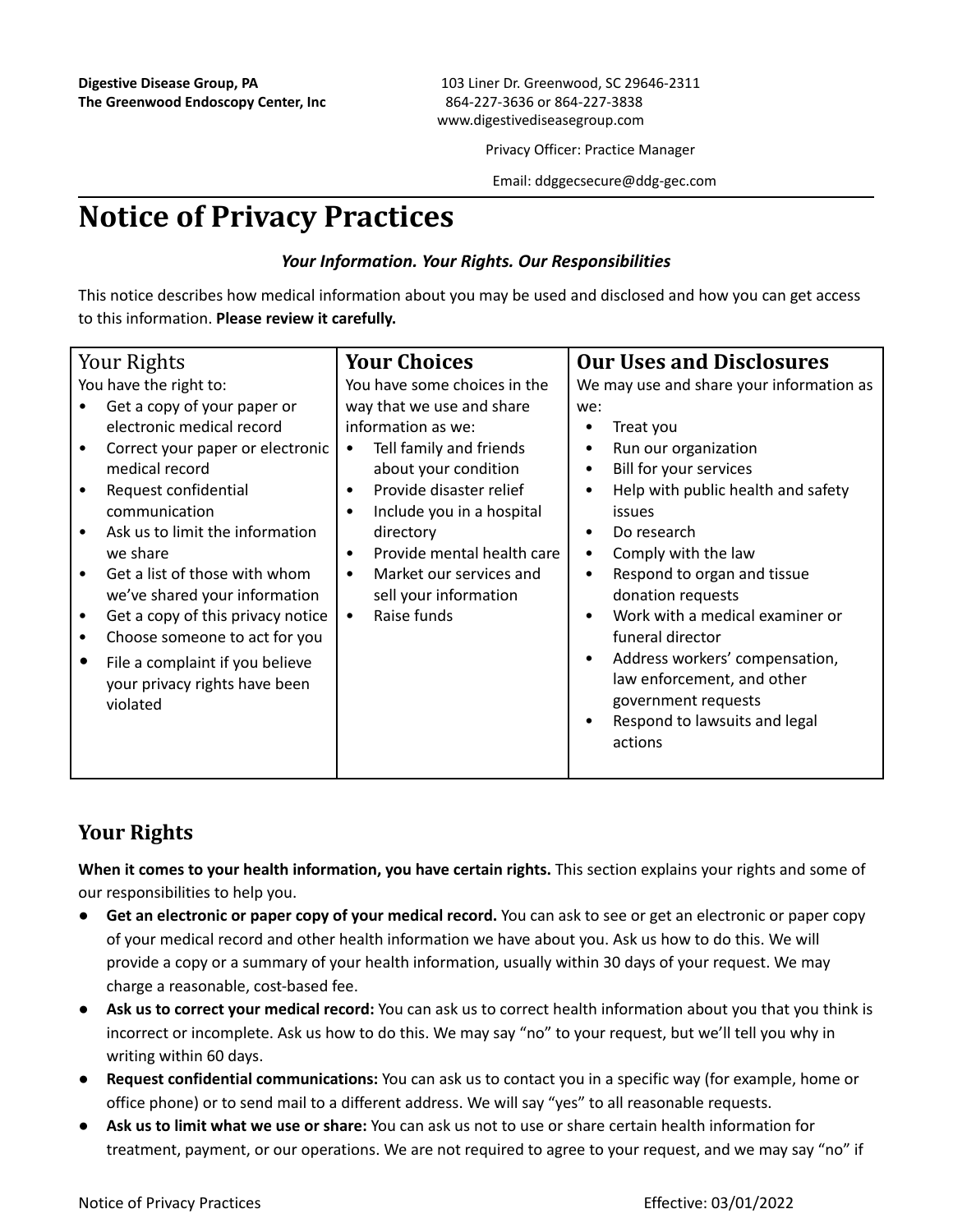**Digest ive Disease Group, PA**
**The Greenwood Endoscopy Center, Inc**

103 Liner Dr. Greenwood, SC 29646-2311
864-227-3636 or 864-227-3838
www.digestivediseasegroup.com

Privacy Officer: Practice Manager

Email: ddggecsecure@ddg-gec.com

# Notice of Privacy Practices

***Your Information. Your Rights. Our Responsibilities***

This notice describes how medical information about you may be used and disclosed and how you can get access to this information. **Please review it carefully.**

| Your Rights | Your Choices | Our Uses and Disclosures |
|---|---|---|
| You have the right to:<br>• Get a copy of your paper or electronic medical record<br>• Correct your paper or electronic medical record<br>• Request confidential communication<br>• Ask us to limit the information we share<br>• Get a list of those with whom we've shared your information<br>• Get a copy of this privacy notice<br>• Choose someone to act for you<br>• File a complaint if you believe your privacy rights have been violated | You have some choices in the way that we use and share information as we:<br>• Tell family and friends about your condition<br>• Provide disaster relief<br>• Include you in a hospital directory<br>• Provide mental health care<br>• Market our services and sell your information<br>• Raise funds | We may use and share your information as we:<br>• Treat you<br>• Run our organization<br>• Bill for your services<br>• Help with public health and safety issues<br>• Do research<br>• Comply with the law<br>• Respond to organ and tissue donation requests<br>• Work with a medical examiner or funeral director<br>• Address workers' compensation, law enforcement, and other government requests<br>• Respond to lawsuits and legal actions |

## Your Rights

**When it comes to your health information, you have certain rights.** This section explains your rights and some of our responsibilities to help you.

- **Get an electronic or paper copy of your medical record.** You can ask to see or get an electronic or paper copy of your medical record and other health information we have about you. Ask us how to do this. We will provide a copy or a summary of your health information, usually within 30 days of your request. We may charge a reasonable, cost-based fee.
- **Ask us to correct your medical record:** You can ask us to correct health information about you that you think is incorrect or incomplete. Ask us how to do this. We may say "no" to your request, but we'll tell you why in writing within 60 days.
- **Request confidential communications:** You can ask us to contact you in a specific way (for example, home or office phone) or to send mail to a different address. We will say "yes" to all reasonable requests.
- **Ask us to limit what we use or share:** You can ask us not to use or share certain health information for treatment, payment, or our operations. We are not required to agree to your request, and we may say "no" if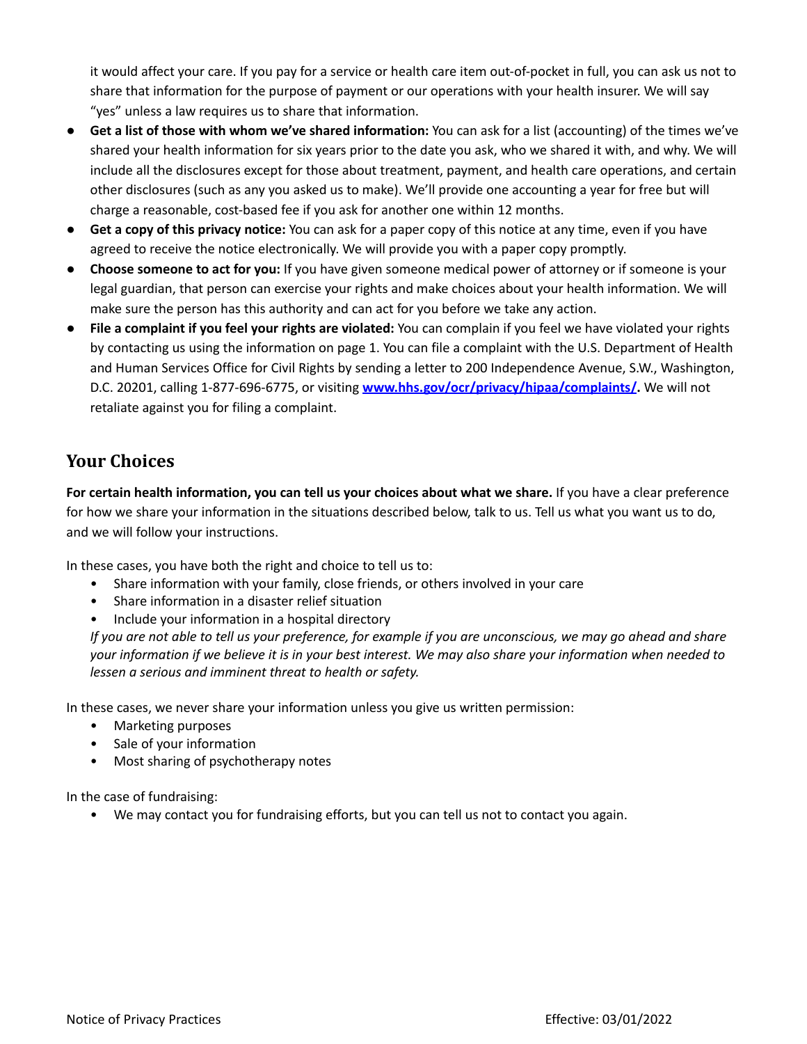it would affect your care. If you pay for a service or health care item out-of-pocket in full, you can ask us not to share that information for the purpose of payment or our operations with your health insurer. We will say "yes" unless a law requires us to share that information.

- **Get a list of those with whom we've shared information:** You can ask for a list (accounting) of the times we've shared your health information for six years prior to the date you ask, who we shared it with, and why. We will include all the disclosures except for those about treatment, payment, and health care operations, and certain other disclosures (such as any you asked us to make). We'll provide one accounting a year for free but will charge a reasonable, cost-based fee if you ask for another one within 12 months.
- **Get a copy of this privacy notice:** You can ask for a paper copy of this notice at any time, even if you have agreed to receive the notice electronically. We will provide you with a paper copy promptly.
- **Choose someone to act for you:** If you have given someone medical power of attorney or if someone is your legal guardian, that person can exercise your rights and make choices about your health information. We will make sure the person has this authority and can act for you before we take any action.
- **File a complaint if you feel your rights are violated:** You can complain if you feel we have violated your rights by contacting us using the information on page 1. You can file a complaint with the U.S. Department of Health and Human Services Office for Civil Rights by sending a letter to 200 Independence Avenue, S.W., Washington, D.C. 20201, calling 1-877-696-6775, or visiting **www.hhs.gov/ocr/privacy/hipaa/complaints/.** We will not retaliate against you for filing a complaint.

## Your Choices

**For certain health information, you can tell us your choices about what we share.** If you have a clear preference for how we share your information in the situations described below, talk to us. Tell us what you want us to do, and we will follow your instructions.

In these cases, you have both the right and choice to tell us to:

- Share information with your family, close friends, or others involved in your care
- Share information in a disaster relief situation
- Include your information in a hospital directory

*If you are not able to tell us your preference, for example if you are unconscious, we may go ahead and share your information if we believe it is in your best interest. We may also share your information when needed to lessen a serious and imminent threat to health or safety.*

In these cases, we never share your information unless you give us written permission:

- Marketing purposes
- Sale of your information
- Most sharing of psychotherapy notes

In the case of fundraising:

- We may contact you for fundraising efforts, but you can tell us not to contact you again.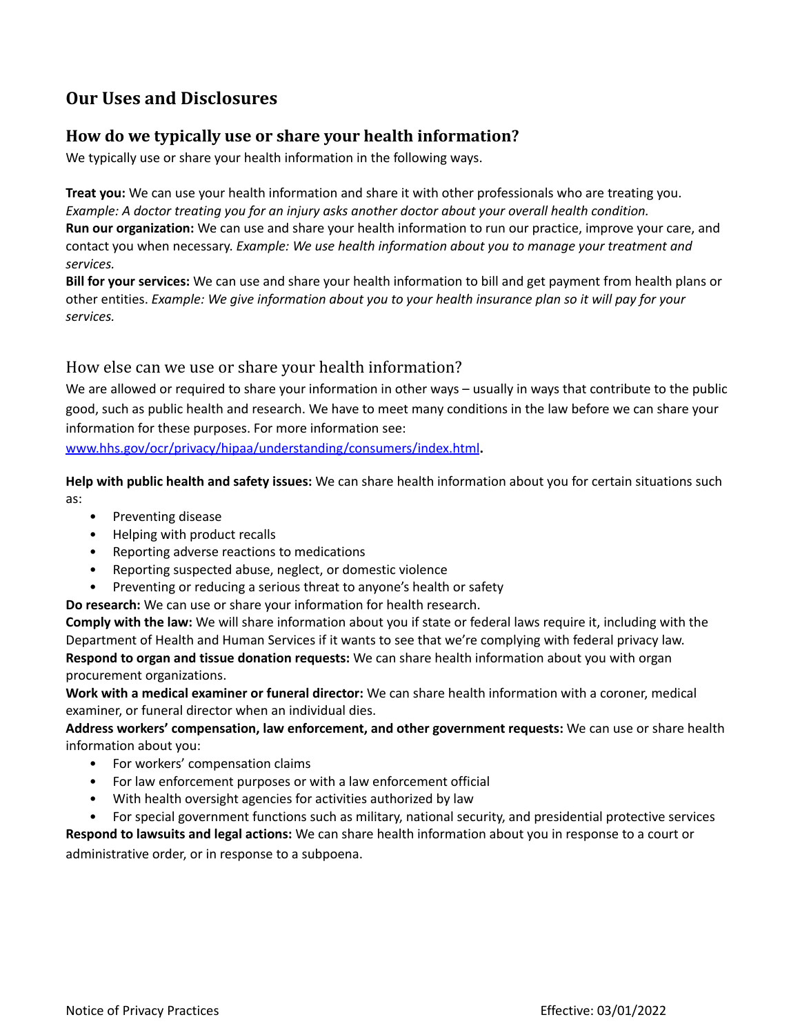## Our Uses and Disclosures

### How do we typically use or share your health information?

We typically use or share your health information in the following ways.

**Treat you:** We can use your health information and share it with other professionals who are treating you. *Example: A doctor treating you for an injury asks another doctor about your overall health condition.*

**Run our organization:** We can use and share your health information to run our practice, improve your care, and contact you when necessary. *Example: We use health information about you to manage your treatment and services.*

**Bill for your services:** We can use and share your health information to bill and get payment from health plans or other entities. *Example: We give information about you to your health insurance plan so it will pay for your services.*

### How else can we use or share your health information?

We are allowed or required to share your information in other ways – usually in ways that contribute to the public good, such as public health and research. We have to meet many conditions in the law before we can share your information for these purposes. For more information see: [www.hhs.gov/ocr/privacy/hipaa/understanding/consumers/index.html](http://www.hhs.gov/ocr/privacy/hipaa/understanding/consumers/index.html)**.**

**Help with public health and safety issues:** We can share health information about you for certain situations such as:

- Preventing disease
- Helping with product recalls
- Reporting adverse reactions to medications
- Reporting suspected abuse, neglect, or domestic violence
- Preventing or reducing a serious threat to anyone's health or safety

**Do research:** We can use or share your information for health research.

**Comply with the law:** We will share information about you if state or federal laws require it, including with the Department of Health and Human Services if it wants to see that we're complying with federal privacy law.

**Respond to organ and tissue donation requests:** We can share health information about you with organ procurement organizations.

**Work with a medical examiner or funeral director:** We can share health information with a coroner, medical examiner, or funeral director when an individual dies.

**Address workers' compensation, law enforcement, and other government requests:** We can use or share health information about you:

- For workers' compensation claims
- For law enforcement purposes or with a law enforcement official
- With health oversight agencies for activities authorized by law
- For special government functions such as military, national security, and presidential protective services

**Respond to lawsuits and legal actions:** We can share health information about you in response to a court or administrative order, or in response to a subpoena.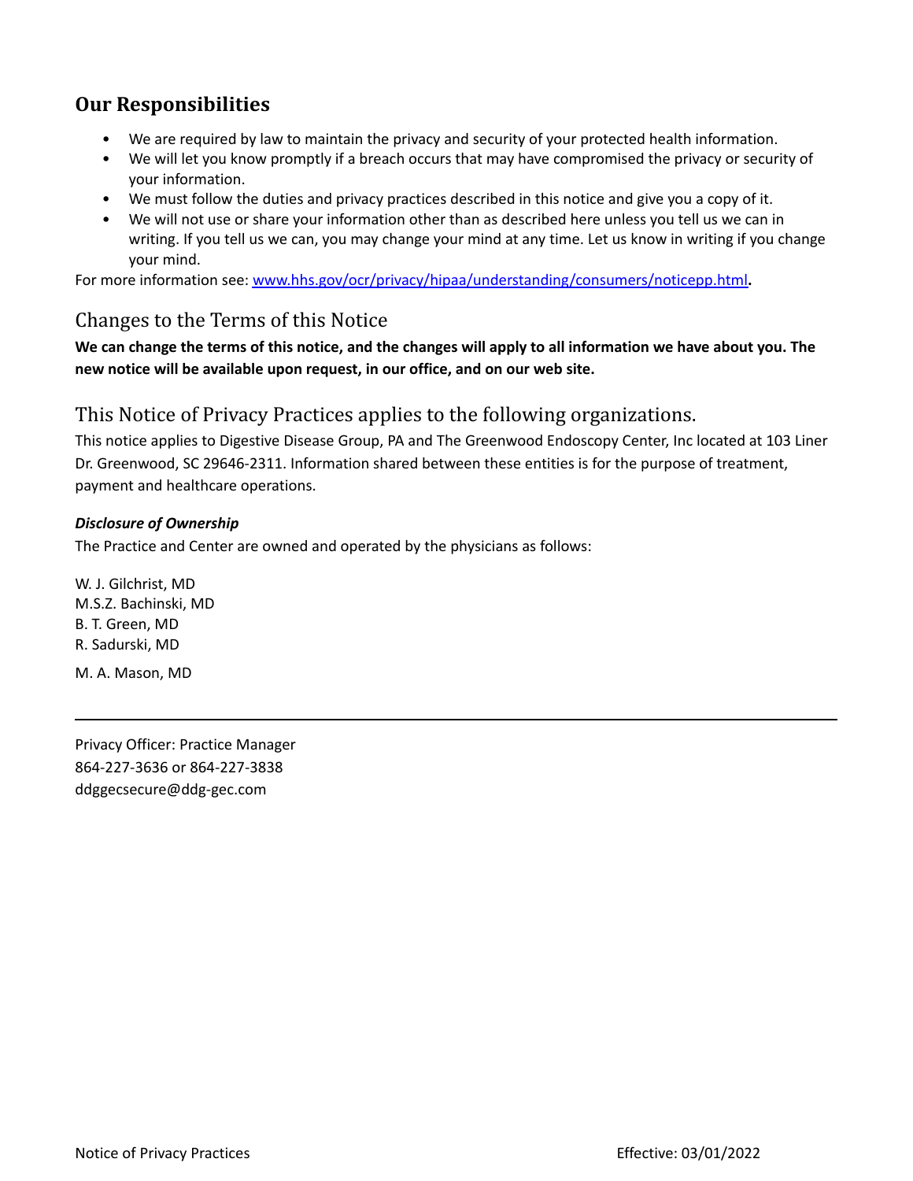## Our Responsibilities

- We are required by law to maintain the privacy and security of your protected health information.
- We will let you know promptly if a breach occurs that may have compromised the privacy or security of your information.
- We must follow the duties and privacy practices described in this notice and give you a copy of it.
- We will not use or share your information other than as described here unless you tell us we can in writing. If you tell us we can, you may change your mind at any time. Let us know in writing if you change your mind.

For more information see: [www.hhs.gov/ocr/privacy/hipaa/understanding/consumers/noticepp.html](http://www.hhs.gov/ocr/privacy/hipaa/understanding/consumers/noticepp.html).

### Changes to the Terms of this Notice

**We can change the terms of this notice, and the changes will apply to all information we have about you. The new notice will be available upon request, in our office, and on our web site.**

### This Notice of Privacy Practices applies to the following organizations.

This notice applies to Digestive Disease Group, PA and The Greenwood Endoscopy Center, Inc located at 103 Liner Dr. Greenwood, SC 29646-2311. Information shared between these entities is for the purpose of treatment, payment and healthcare operations.

***Disclosure of Ownership***

The Practice and Center are owned and operated by the physicians as follows:

W. J. Gilchrist, MD
M.S.Z. Bachinski, MD
B. T. Green, MD
R. Sadurski, MD

M. A. Mason, MD

---

Privacy Officer: Practice Manager
864-227-3636 or 864-227-3838
ddggecsecure@ddg-gec.com